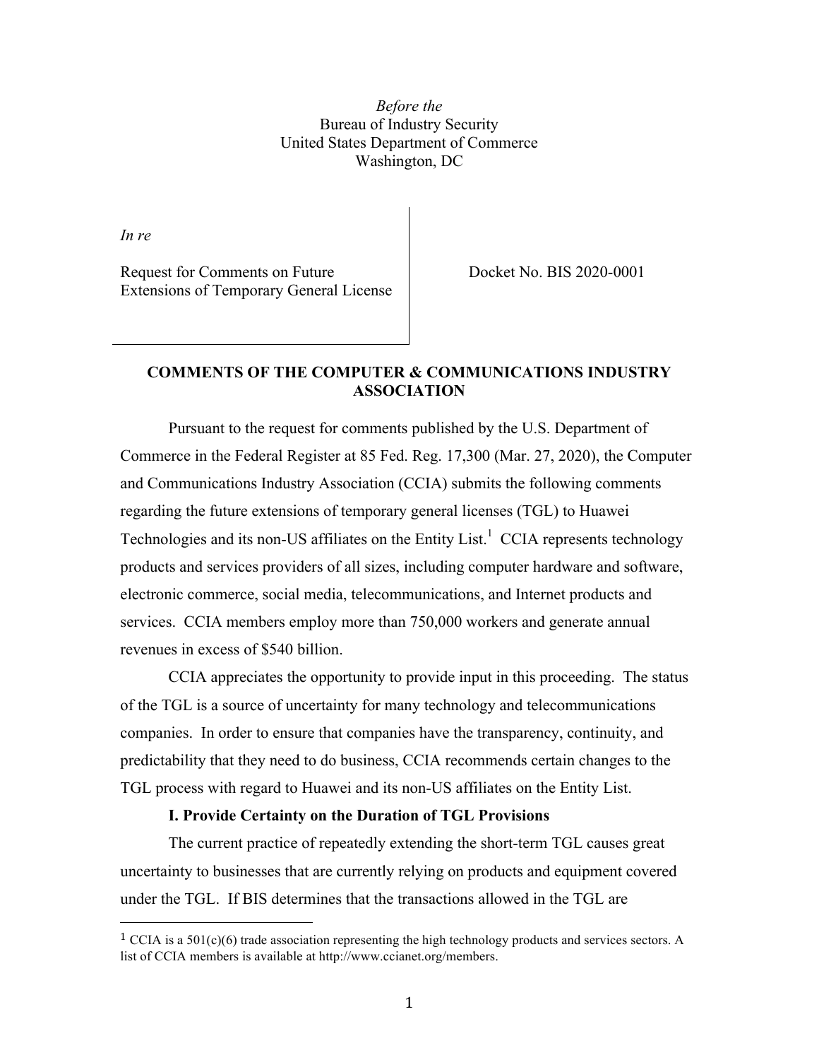*Before the*
Bureau of Industry Security
United States Department of Commerce
Washington, DC

*In re*

Request for Comments on Future Extensions of Temporary General License

Docket No. BIS 2020-0001

**COMMENTS OF THE COMPUTER & COMMUNICATIONS INDUSTRY ASSOCIATION**

Pursuant to the request for comments published by the U.S. Department of Commerce in the Federal Register at 85 Fed. Reg. 17,300 (Mar. 27, 2020), the Computer and Communications Industry Association (CCIA) submits the following comments regarding the future extensions of temporary general licenses (TGL) to Huawei Technologies and its non-US affiliates on the Entity List.[1] CCIA represents technology products and services providers of all sizes, including computer hardware and software, electronic commerce, social media, telecommunications, and Internet products and services. CCIA members employ more than 750,000 workers and generate annual revenues in excess of $540 billion.

CCIA appreciates the opportunity to provide input in this proceeding. The status of the TGL is a source of uncertainty for many technology and telecommunications companies. In order to ensure that companies have the transparency, continuity, and predictability that they need to do business, CCIA recommends certain changes to the TGL process with regard to Huawei and its non-US affiliates on the Entity List.

**I. Provide Certainty on the Duration of TGL Provisions**

The current practice of repeatedly extending the short-term TGL causes great uncertainty to businesses that are currently relying on products and equipment covered under the TGL. If BIS determines that the transactions allowed in the TGL are

[1] CCIA is a 501(c)(6) trade association representing the high technology products and services sectors. A list of CCIA members is available at http://www.ccianet.org/members.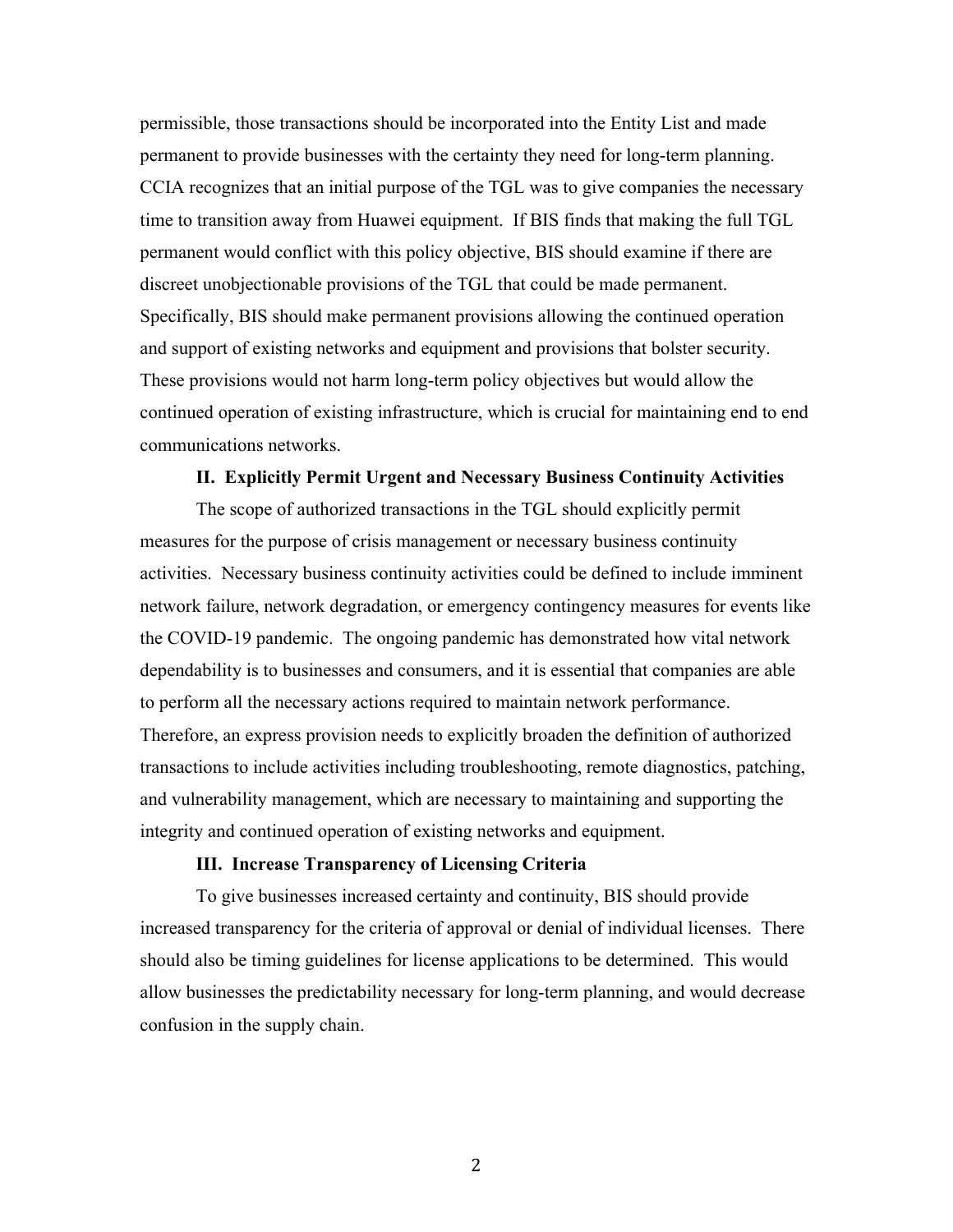permissible, those transactions should be incorporated into the Entity List and made permanent to provide businesses with the certainty they need for long-term planning. CCIA recognizes that an initial purpose of the TGL was to give companies the necessary time to transition away from Huawei equipment. If BIS finds that making the full TGL permanent would conflict with this policy objective, BIS should examine if there are discreet unobjectionable provisions of the TGL that could be made permanent. Specifically, BIS should make permanent provisions allowing the continued operation and support of existing networks and equipment and provisions that bolster security. These provisions would not harm long-term policy objectives but would allow the continued operation of existing infrastructure, which is crucial for maintaining end to end communications networks.

## II. Explicitly Permit Urgent and Necessary Business Continuity Activities

The scope of authorized transactions in the TGL should explicitly permit measures for the purpose of crisis management or necessary business continuity activities. Necessary business continuity activities could be defined to include imminent network failure, network degradation, or emergency contingency measures for events like the COVID-19 pandemic. The ongoing pandemic has demonstrated how vital network dependability is to businesses and consumers, and it is essential that companies are able to perform all the necessary actions required to maintain network performance. Therefore, an express provision needs to explicitly broaden the definition of authorized transactions to include activities including troubleshooting, remote diagnostics, patching, and vulnerability management, which are necessary to maintaining and supporting the integrity and continued operation of existing networks and equipment.

## III. Increase Transparency of Licensing Criteria

To give businesses increased certainty and continuity, BIS should provide increased transparency for the criteria of approval or denial of individual licenses. There should also be timing guidelines for license applications to be determined. This would allow businesses the predictability necessary for long-term planning, and would decrease confusion in the supply chain.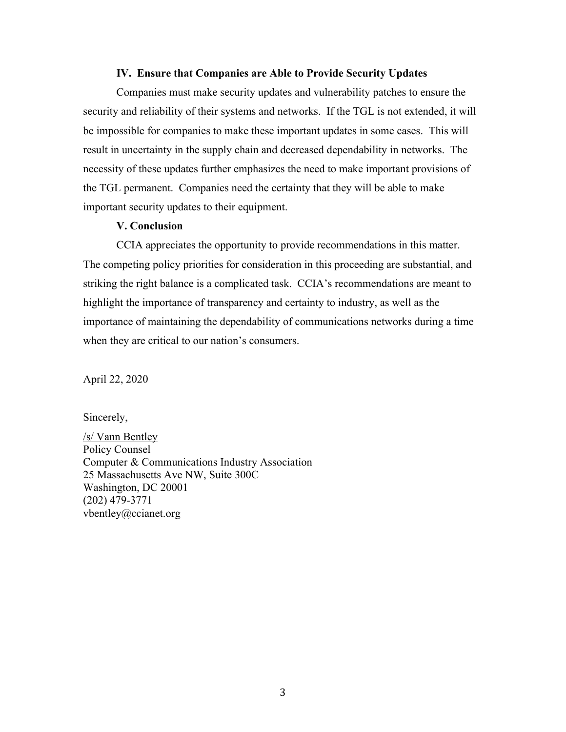### IV. Ensure that Companies are Able to Provide Security Updates

Companies must make security updates and vulnerability patches to ensure the security and reliability of their systems and networks. If the TGL is not extended, it will be impossible for companies to make these important updates in some cases. This will result in uncertainty in the supply chain and decreased dependability in networks. The necessity of these updates further emphasizes the need to make important provisions of the TGL permanent. Companies need the certainty that they will be able to make important security updates to their equipment.

### V. Conclusion

CCIA appreciates the opportunity to provide recommendations in this matter. The competing policy priorities for consideration in this proceeding are substantial, and striking the right balance is a complicated task. CCIA's recommendations are meant to highlight the importance of transparency and certainty to industry, as well as the importance of maintaining the dependability of communications networks during a time when they are critical to our nation's consumers.

April 22, 2020

Sincerely,

/s/ Vann Bentley  
Policy Counsel  
Computer & Communications Industry Association  
25 Massachusetts Ave NW, Suite 300C  
Washington, DC 20001  
(202) 479-3771  
vbentley@ccianet.org